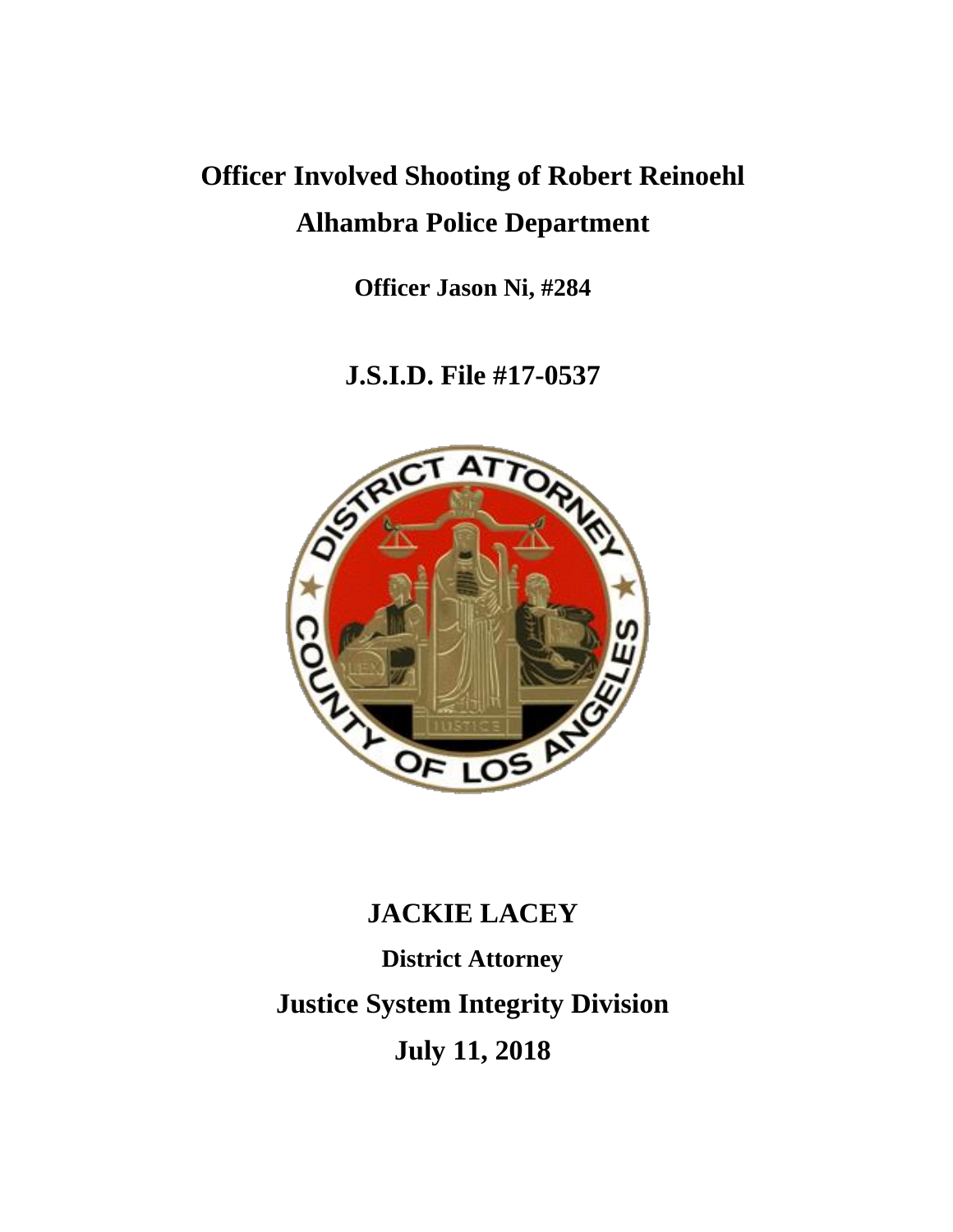# Officer Involved Shooting of Robert Reinoehl

# Alhambra Police Department

**Officer Jason Ni, #284**

## J.S.I.D. File #17-0537

## JACKIE LACEY

**District Attorney**

## Justice System Integrity Division

## July 11, 2018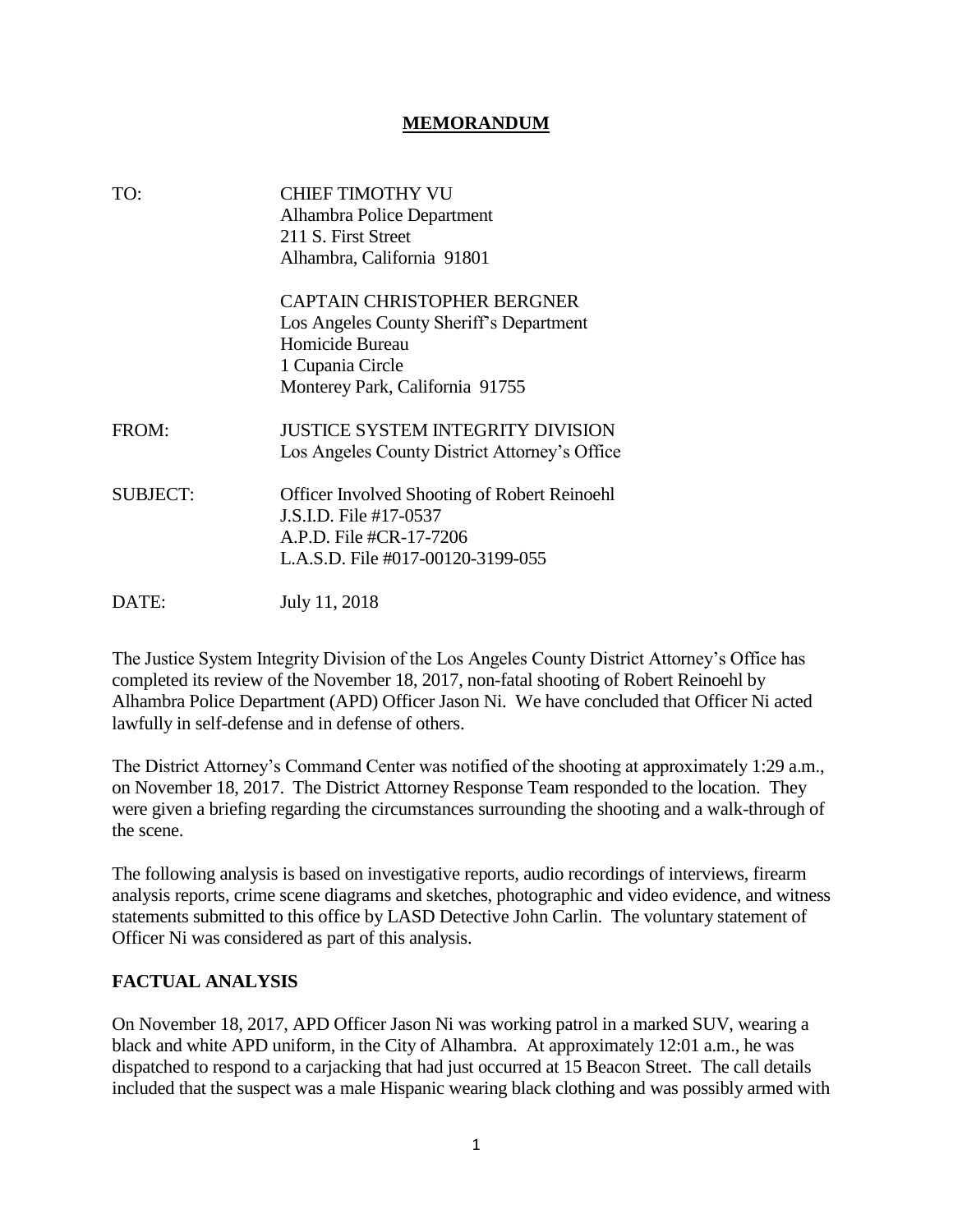# MEMORANDUM

| | |
|---|---|
| TO: | CHIEF TIMOTHY VU<br>Alhambra Police Department<br>211 S. First Street<br>Alhambra, California 91801 |
| | CAPTAIN CHRISTOPHER BERGNER<br>Los Angeles County Sheriff's Department<br>Homicide Bureau<br>1 Cupania Circle<br>Monterey Park, California 91755 |
| FROM: | JUSTICE SYSTEM INTEGRITY DIVISION<br>Los Angeles County District Attorney's Office |
| SUBJECT: | Officer Involved Shooting of Robert Reinoehl<br>J.S.I.D. File #17-0537<br>A.P.D. File #CR-17-7206<br>L.A.S.D. File #017-00120-3199-055 |
| DATE: | July 11, 2018 |

The Justice System Integrity Division of the Los Angeles County District Attorney's Office has completed its review of the November 18, 2017, non-fatal shooting of Robert Reinoehl by Alhambra Police Department (APD) Officer Jason Ni. We have concluded that Officer Ni acted lawfully in self-defense and in defense of others.

The District Attorney's Command Center was notified of the shooting at approximately 1:29 a.m., on November 18, 2017. The District Attorney Response Team responded to the location. They were given a briefing regarding the circumstances surrounding the shooting and a walk-through of the scene.

The following analysis is based on investigative reports, audio recordings of interviews, firearm analysis reports, crime scene diagrams and sketches, photographic and video evidence, and witness statements submitted to this office by LASD Detective John Carlin. The voluntary statement of Officer Ni was considered as part of this analysis.

## FACTUAL ANALYSIS

On November 18, 2017, APD Officer Jason Ni was working patrol in a marked SUV, wearing a black and white APD uniform, in the City of Alhambra. At approximately 12:01 a.m., he was dispatched to respond to a carjacking that had just occurred at 15 Beacon Street. The call details included that the suspect was a male Hispanic wearing black clothing and was possibly armed with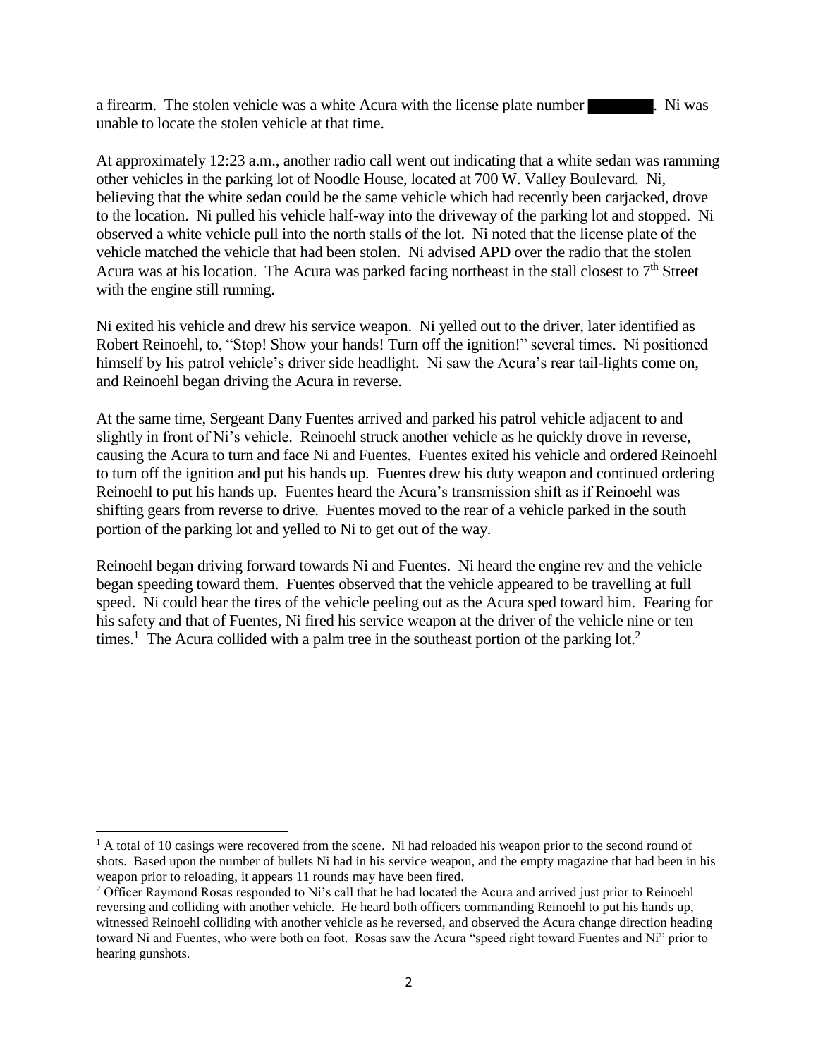a firearm. The stolen vehicle was a white Acura with the license plate number ████████. Ni was unable to locate the stolen vehicle at that time.

At approximately 12:23 a.m., another radio call went out indicating that a white sedan was ramming other vehicles in the parking lot of Noodle House, located at 700 W. Valley Boulevard. Ni, believing that the white sedan could be the same vehicle which had recently been carjacked, drove to the location. Ni pulled his vehicle half-way into the driveway of the parking lot and stopped. Ni observed a white vehicle pull into the north stalls of the lot. Ni noted that the license plate of the vehicle matched the vehicle that had been stolen. Ni advised APD over the radio that the stolen Acura was at his location. The Acura was parked facing northeast in the stall closest to 7th Street with the engine still running.

Ni exited his vehicle and drew his service weapon. Ni yelled out to the driver, later identified as Robert Reinoehl, to, "Stop! Show your hands! Turn off the ignition!" several times. Ni positioned himself by his patrol vehicle's driver side headlight. Ni saw the Acura's rear tail-lights come on, and Reinoehl began driving the Acura in reverse.

At the same time, Sergeant Dany Fuentes arrived and parked his patrol vehicle adjacent to and slightly in front of Ni's vehicle. Reinoehl struck another vehicle as he quickly drove in reverse, causing the Acura to turn and face Ni and Fuentes. Fuentes exited his vehicle and ordered Reinoehl to turn off the ignition and put his hands up. Fuentes drew his duty weapon and continued ordering Reinoehl to put his hands up. Fuentes heard the Acura's transmission shift as if Reinoehl was shifting gears from reverse to drive. Fuentes moved to the rear of a vehicle parked in the south portion of the parking lot and yelled to Ni to get out of the way.

Reinoehl began driving forward towards Ni and Fuentes. Ni heard the engine rev and the vehicle began speeding toward them. Fuentes observed that the vehicle appeared to be travelling at full speed. Ni could hear the tires of the vehicle peeling out as the Acura sped toward him. Fearing for his safety and that of Fuentes, Ni fired his service weapon at the driver of the vehicle nine or ten times.[1] The Acura collided with a palm tree in the southeast portion of the parking lot.[2]

---

[1] A total of 10 casings were recovered from the scene. Ni had reloaded his weapon prior to the second round of shots. Based upon the number of bullets Ni had in his service weapon, and the empty magazine that had been in his weapon prior to reloading, it appears 11 rounds may have been fired.

[2] Officer Raymond Rosas responded to Ni's call that he had located the Acura and arrived just prior to Reinoehl reversing and colliding with another vehicle. He heard both officers commanding Reinoehl to put his hands up, witnessed Reinoehl colliding with another vehicle as he reversed, and observed the Acura change direction heading toward Ni and Fuentes, who were both on foot. Rosas saw the Acura "speed right toward Fuentes and Ni" prior to hearing gunshots.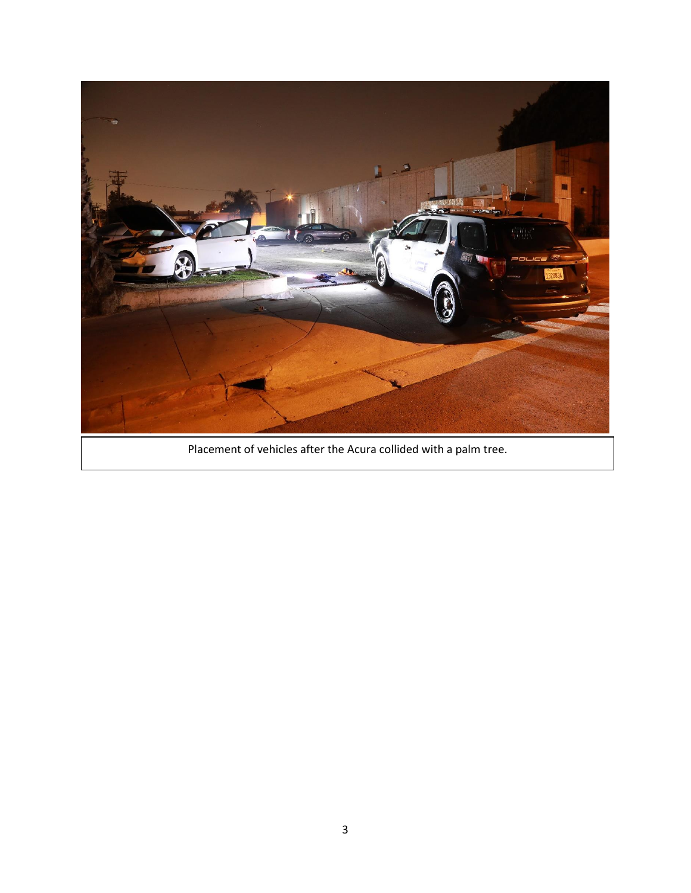Placement of vehicles after the Acura collided with a palm tree.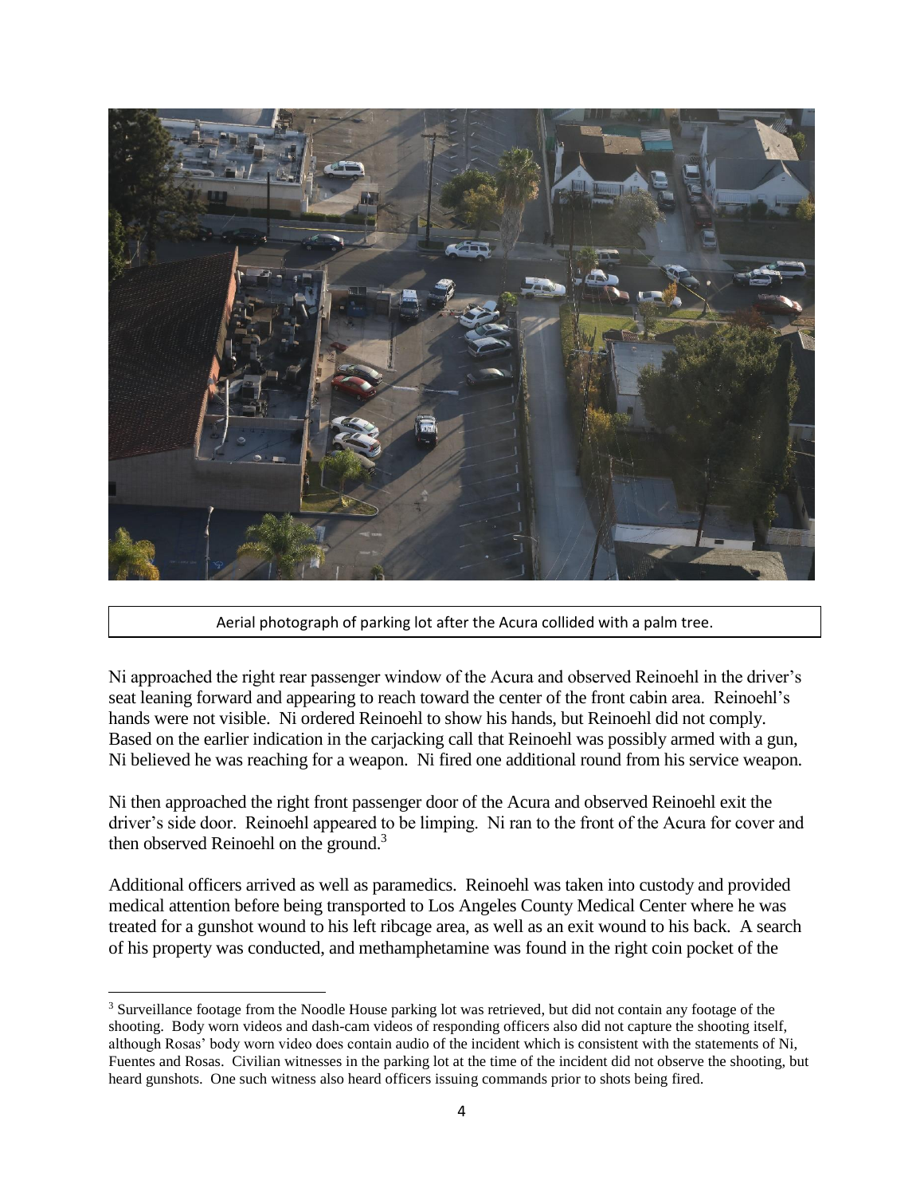Aerial photograph of parking lot after the Acura collided with a palm tree.

Ni approached the right rear passenger window of the Acura and observed Reinoehl in the driver's seat leaning forward and appearing to reach toward the center of the front cabin area. Reinoehl's hands were not visible. Ni ordered Reinoehl to show his hands, but Reinoehl did not comply. Based on the earlier indication in the carjacking call that Reinoehl was possibly armed with a gun, Ni believed he was reaching for a weapon. Ni fired one additional round from his service weapon.

Ni then approached the right front passenger door of the Acura and observed Reinoehl exit the driver's side door. Reinoehl appeared to be limping. Ni ran to the front of the Acura for cover and then observed Reinoehl on the ground.[3]

Additional officers arrived as well as paramedics. Reinoehl was taken into custody and provided medical attention before being transported to Los Angeles County Medical Center where he was treated for a gunshot wound to his left ribcage area, as well as an exit wound to his back. A search of his property was conducted, and methamphetamine was found in the right coin pocket of the

[3] Surveillance footage from the Noodle House parking lot was retrieved, but did not contain any footage of the shooting. Body worn videos and dash-cam videos of responding officers also did not capture the shooting itself, although Rosas' body worn video does contain audio of the incident which is consistent with the statements of Ni, Fuentes and Rosas. Civilian witnesses in the parking lot at the time of the incident did not observe the shooting, but heard gunshots. One such witness also heard officers issuing commands prior to shots being fired.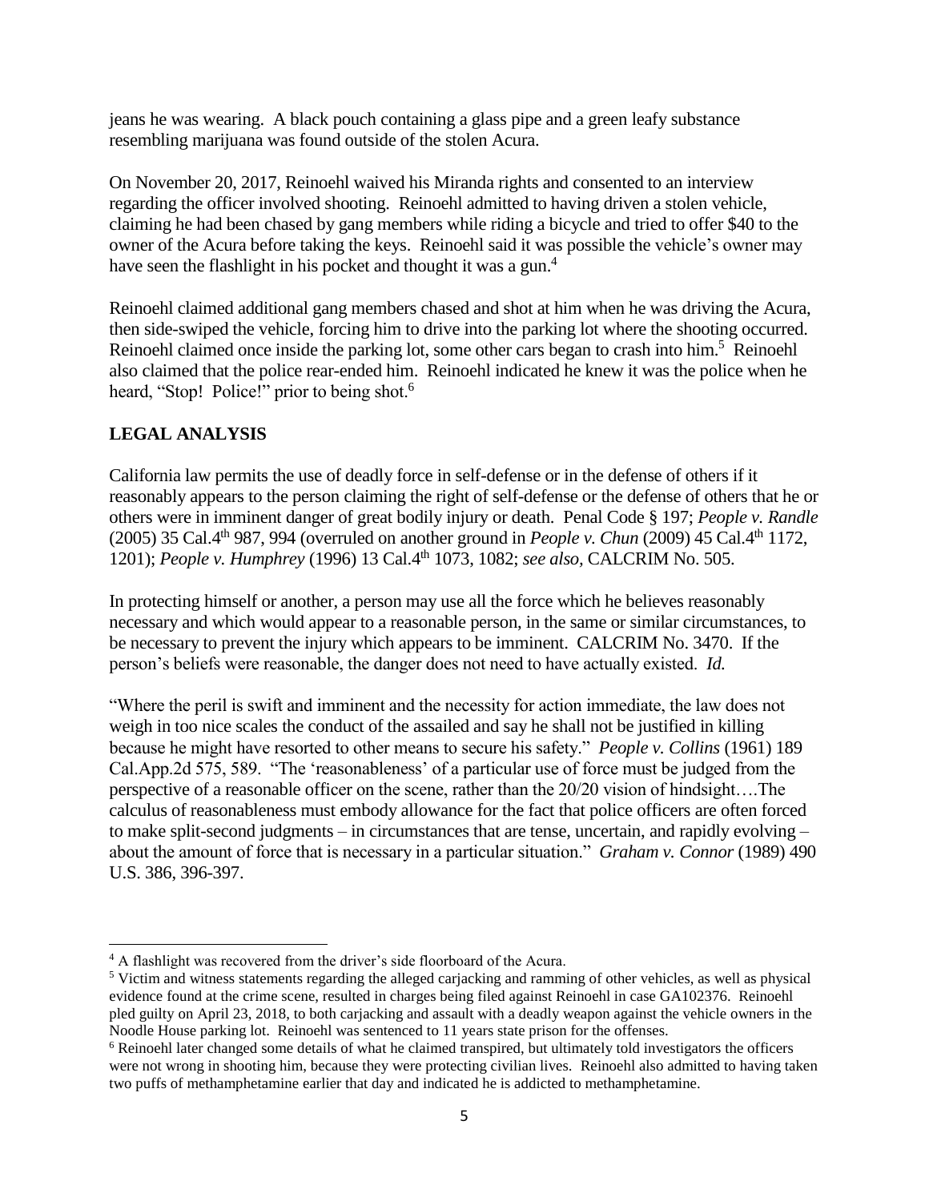jeans he was wearing. A black pouch containing a glass pipe and a green leafy substance resembling marijuana was found outside of the stolen Acura.

On November 20, 2017, Reinoehl waived his Miranda rights and consented to an interview regarding the officer involved shooting. Reinoehl admitted to having driven a stolen vehicle, claiming he had been chased by gang members while riding a bicycle and tried to offer $40 to the owner of the Acura before taking the keys. Reinoehl said it was possible the vehicle's owner may have seen the flashlight in his pocket and thought it was a gun.[4]

Reinoehl claimed additional gang members chased and shot at him when he was driving the Acura, then side-swiped the vehicle, forcing him to drive into the parking lot where the shooting occurred. Reinoehl claimed once inside the parking lot, some other cars began to crash into him.[5] Reinoehl also claimed that the police rear-ended him. Reinoehl indicated he knew it was the police when he heard, "Stop! Police!" prior to being shot.[6]

## LEGAL ANALYSIS

California law permits the use of deadly force in self-defense or in the defense of others if it reasonably appears to the person claiming the right of self-defense or the defense of others that he or others were in imminent danger of great bodily injury or death. Penal Code § 197; *People v. Randle* (2005) 35 Cal.4th 987, 994 (overruled on another ground in *People v. Chun* (2009) 45 Cal.4th 1172, 1201); *People v. Humphrey* (1996) 13 Cal.4th 1073, 1082; *see also,* CALCRIM No. 505.

In protecting himself or another, a person may use all the force which he believes reasonably necessary and which would appear to a reasonable person, in the same or similar circumstances, to be necessary to prevent the injury which appears to be imminent. CALCRIM No. 3470. If the person's beliefs were reasonable, the danger does not need to have actually existed. *Id.*

"Where the peril is swift and imminent and the necessity for action immediate, the law does not weigh in too nice scales the conduct of the assailed and say he shall not be justified in killing because he might have resorted to other means to secure his safety." *People v. Collins* (1961) 189 Cal.App.2d 575, 589. "The 'reasonableness' of a particular use of force must be judged from the perspective of a reasonable officer on the scene, rather than the 20/20 vision of hindsight….The calculus of reasonableness must embody allowance for the fact that police officers are often forced to make split-second judgments – in circumstances that are tense, uncertain, and rapidly evolving – about the amount of force that is necessary in a particular situation." *Graham v. Connor* (1989) 490 U.S. 386, 396-397.

---

[4] A flashlight was recovered from the driver's side floorboard of the Acura.

[5] Victim and witness statements regarding the alleged carjacking and ramming of other vehicles, as well as physical evidence found at the crime scene, resulted in charges being filed against Reinoehl in case GA102376. Reinoehl pled guilty on April 23, 2018, to both carjacking and assault with a deadly weapon against the vehicle owners in the Noodle House parking lot. Reinoehl was sentenced to 11 years state prison for the offenses.

[6] Reinoehl later changed some details of what he claimed transpired, but ultimately told investigators the officers were not wrong in shooting him, because they were protecting civilian lives. Reinoehl also admitted to having taken two puffs of methamphetamine earlier that day and indicated he is addicted to methamphetamine.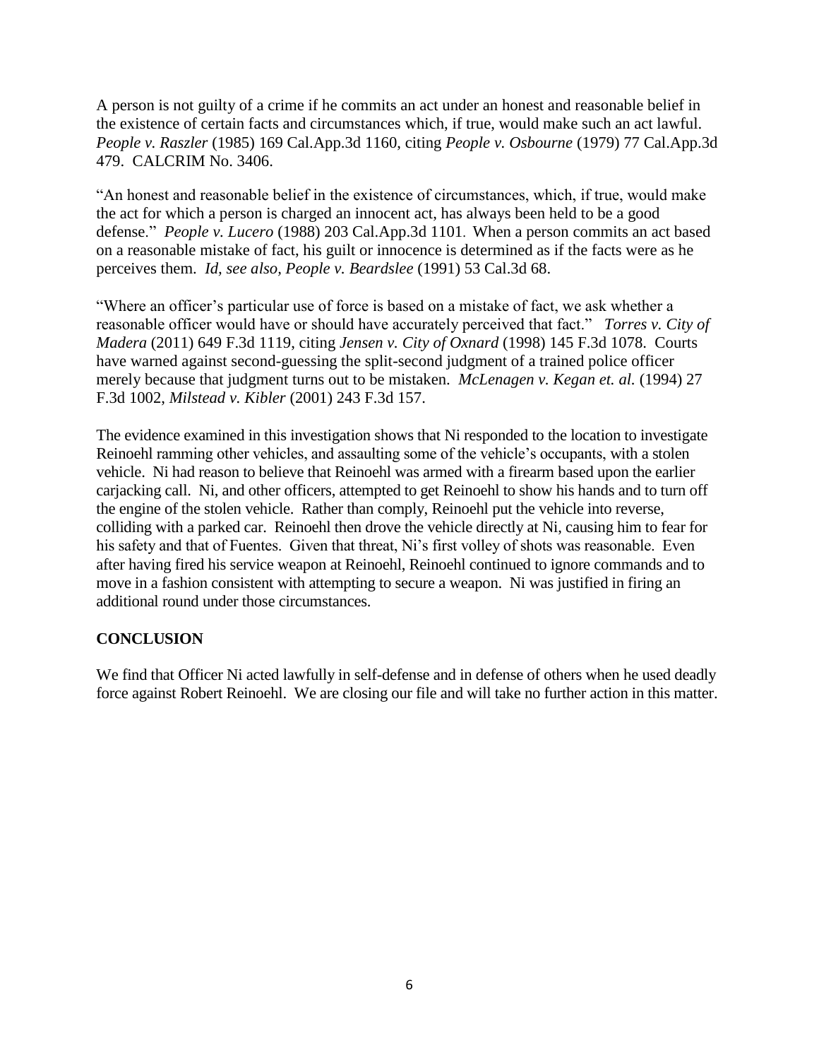A person is not guilty of a crime if he commits an act under an honest and reasonable belief in the existence of certain facts and circumstances which, if true, would make such an act lawful. *People v. Raszler* (1985) 169 Cal.App.3d 1160, citing *People v. Osbourne* (1979) 77 Cal.App.3d 479. CALCRIM No. 3406.

"An honest and reasonable belief in the existence of circumstances, which, if true, would make the act for which a person is charged an innocent act, has always been held to be a good defense." *People v. Lucero* (1988) 203 Cal.App.3d 1101. When a person commits an act based on a reasonable mistake of fact, his guilt or innocence is determined as if the facts were as he perceives them. *Id, see also, People v. Beardslee* (1991) 53 Cal.3d 68.

"Where an officer's particular use of force is based on a mistake of fact, we ask whether a reasonable officer would have or should have accurately perceived that fact." *Torres v. City of Madera* (2011) 649 F.3d 1119, citing *Jensen v. City of Oxnard* (1998) 145 F.3d 1078. Courts have warned against second-guessing the split-second judgment of a trained police officer merely because that judgment turns out to be mistaken. *McLenagen v. Kegan et. al.* (1994) 27 F.3d 1002, *Milstead v. Kibler* (2001) 243 F.3d 157.

The evidence examined in this investigation shows that Ni responded to the location to investigate Reinoehl ramming other vehicles, and assaulting some of the vehicle's occupants, with a stolen vehicle. Ni had reason to believe that Reinoehl was armed with a firearm based upon the earlier carjacking call. Ni, and other officers, attempted to get Reinoehl to show his hands and to turn off the engine of the stolen vehicle. Rather than comply, Reinoehl put the vehicle into reverse, colliding with a parked car. Reinoehl then drove the vehicle directly at Ni, causing him to fear for his safety and that of Fuentes. Given that threat, Ni's first volley of shots was reasonable. Even after having fired his service weapon at Reinoehl, Reinoehl continued to ignore commands and to move in a fashion consistent with attempting to secure a weapon. Ni was justified in firing an additional round under those circumstances.

## CONCLUSION

We find that Officer Ni acted lawfully in self-defense and in defense of others when he used deadly force against Robert Reinoehl. We are closing our file and will take no further action in this matter.